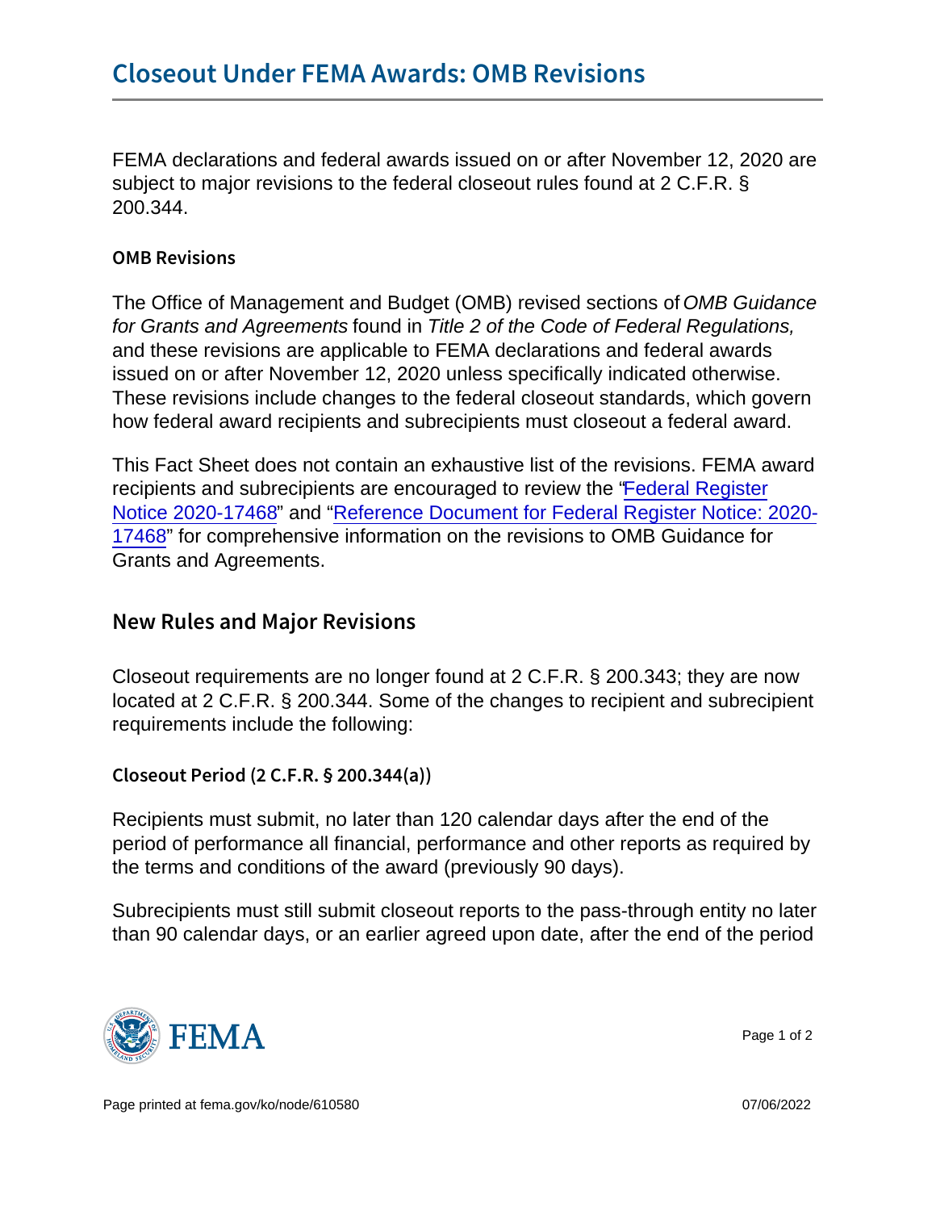# Closeout Under FEMA Awards: OMB Revisions

FEMA declarations and federal awards issued on or after November 12, 2020 are subject to major revisions to the federal closeout rules found at 2 C.F.R. § 200.344.

### OMB Revisions

The Office of Management and Budget (OMB) revised sections of *OMB Guidance for Grants and Agreements* found in *Title 2 of the Code of Federal Regulations,* and these revisions are applicable to FEMA declarations and federal awards issued on or after November 12, 2020 unless specifically indicated otherwise. These revisions include changes to the federal closeout standards, which govern how federal award recipients and subrecipients must closeout a federal award.

This Fact Sheet does not contain an exhaustive list of the revisions. FEMA award recipients and subrecipients are encouraged to review the "Federal Register Notice 2020-17468" and "Reference Document for Federal Register Notice: 2020-17468" for comprehensive information on the revisions to OMB Guidance for Grants and Agreements.

## New Rules and Major Revisions

Closeout requirements are no longer found at 2 C.F.R. § 200.343; they are now located at 2 C.F.R. § 200.344. Some of the changes to recipient and subrecipient requirements include the following:

### Closeout Period (2 C.F.R. § 200.344(a))

Recipients must submit, no later than 120 calendar days after the end of the period of performance all financial, performance and other reports as required by the terms and conditions of the award (previously 90 days).

Subrecipients must still submit closeout reports to the pass-through entity no later than 90 calendar days, or an earlier agreed upon date, after the end of the period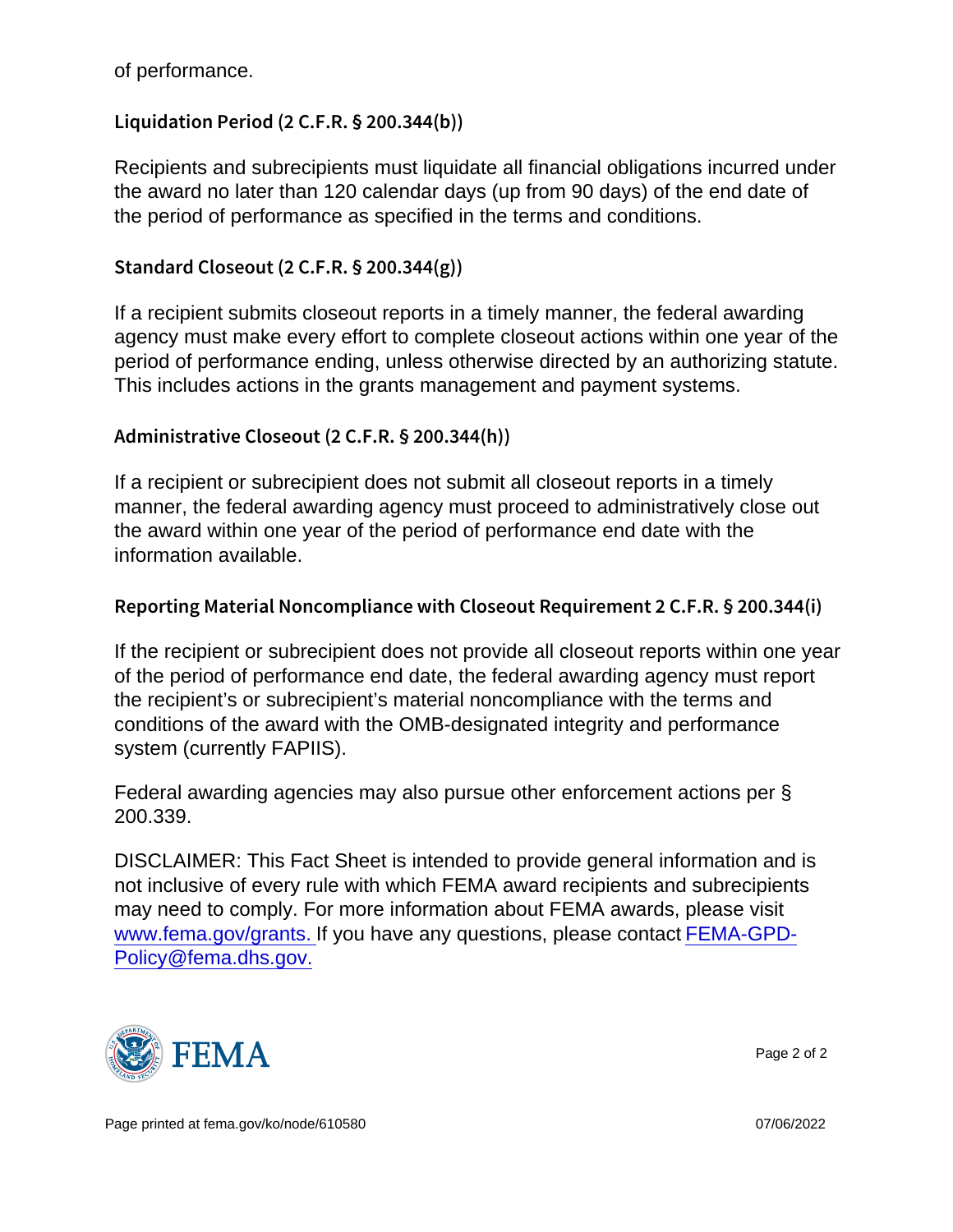of performance.

### Liquidation Period (2 C.F.R. § 200.344(b))

Recipients and subrecipients must liquidate all financial obligations incurred under the award no later than 120 calendar days (up from 90 days) of the end date of the period of performance as specified in the terms and conditions.

### Standard Closeout (2 C.F.R. § 200.344(g))

If a recipient submits closeout reports in a timely manner, the federal awarding agency must make every effort to complete closeout actions within one year of the period of performance ending, unless otherwise directed by an authorizing statute. This includes actions in the grants management and payment systems.

### Administrative Closeout (2 C.F.R. § 200.344(h))

If a recipient or subrecipient does not submit all closeout reports in a timely manner, the federal awarding agency must proceed to administratively close out the award within one year of the period of performance end date with the information available.

### Reporting Material Noncompliance with Closeout Requirement 2 C.F.R. § 200.344(i)

If the recipient or subrecipient does not provide all closeout reports within one year of the period of performance end date, the federal awarding agency must report the recipient's or subrecipient's material noncompliance with the terms and conditions of the award with the OMB-designated integrity and performance system (currently FAPIIS).

Federal awarding agencies may also pursue other enforcement actions per § 200.339.

DISCLAIMER: This Fact Sheet is intended to provide general information and is not inclusive of every rule with which FEMA award recipients and subrecipients may need to comply. For more information about FEMA awards, please visit www.fema.gov/grants. If you have any questions, please contact FEMA-GPD-Policy@fema.dhs.gov.